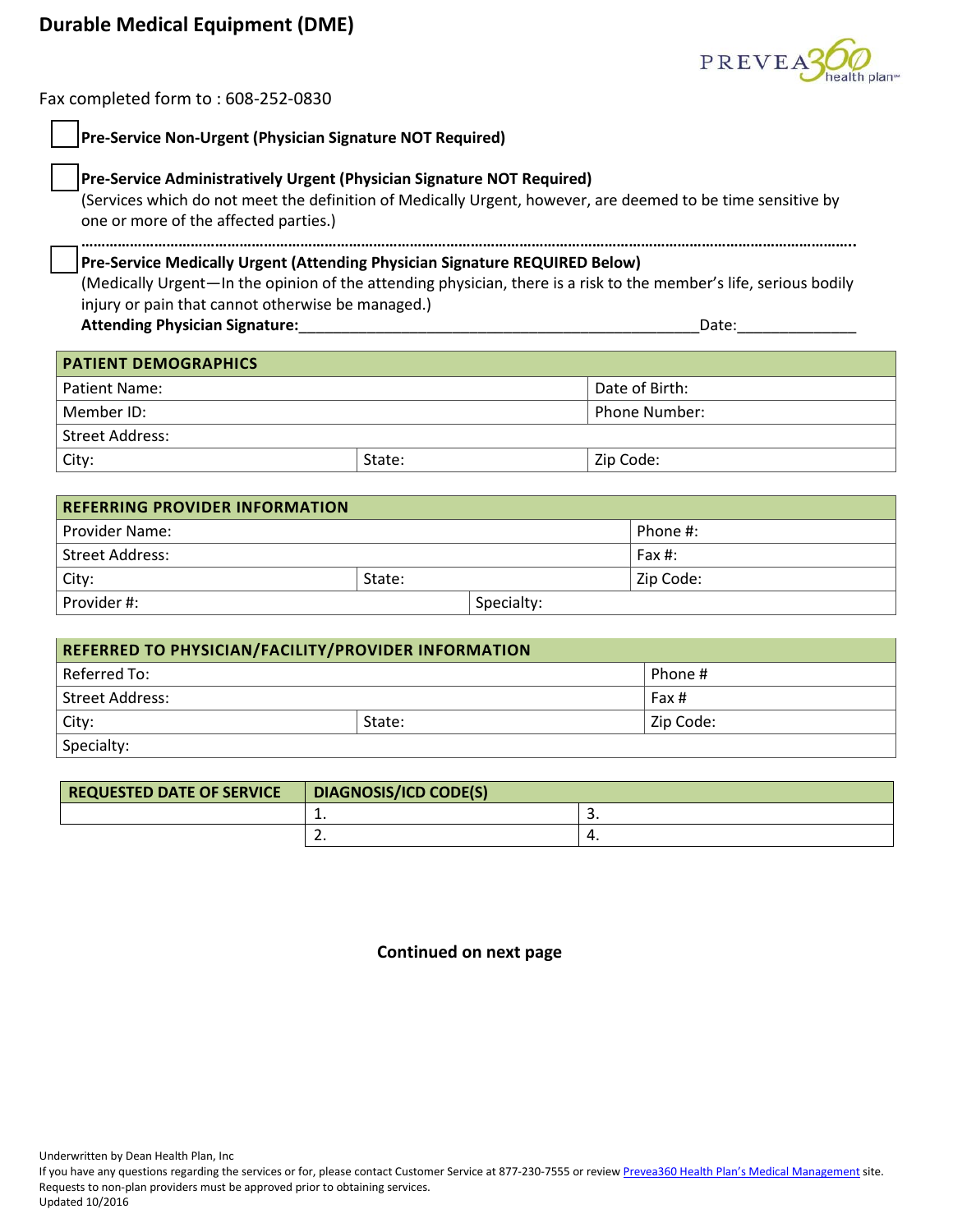# Durable Medical Equipment (DME)

PREVEA360 health plan

Fax completed form to : 608-252-0830

☐ **Pre-Service Non-Urgent (Physician Signature NOT Required)**

☐ **Pre-Service Administratively Urgent (Physician Signature NOT Required)**
(Services which do not meet the definition of Medically Urgent, however, are deemed to be time sensitive by one or more of the affected parties.)

☐ **Pre-Service Medically Urgent (Attending Physician Signature REQUIRED Below)**
(Medically Urgent—In the opinion of the attending physician, there is a risk to the member's life, serious bodily injury or pain that cannot otherwise be managed.)
**Attending Physician Signature:**_______________________________________________Date:_____________

| PATIENT DEMOGRAPHICS | | |
|---|---|---|
| Patient Name: | | Date of Birth: |
| Member ID: | | Phone Number: |
| Street Address: | | |
| City: | State: | Zip Code: |

| REFERRING PROVIDER INFORMATION | | | |
|---|---|---|---|
| Provider Name: | | | Phone #: |
| Street Address: | | | Fax #: |
| City: | State: | | Zip Code: |
| Provider #: | | Specialty: | |

| REFERRED TO PHYSICIAN/FACILITY/PROVIDER INFORMATION | | |
|---|---|---|
| Referred To: | | Phone # |
| Street Address: | | Fax # |
| City: | State: | Zip Code: |
| Specialty: | | |

| REQUESTED DATE OF SERVICE | DIAGNOSIS/ICD CODE(S) | |
|---|---|---|
| | 1. | 3. |
| | 2. | 4. |

**Continued on next page**

Underwritten by Dean Health Plan, Inc
If you have any questions regarding the services or for, please contact Customer Service at 877-230-7555 or review Prevea360 Health Plan's Medical Management site.
Requests to non-plan providers must be approved prior to obtaining services.
Updated 10/2016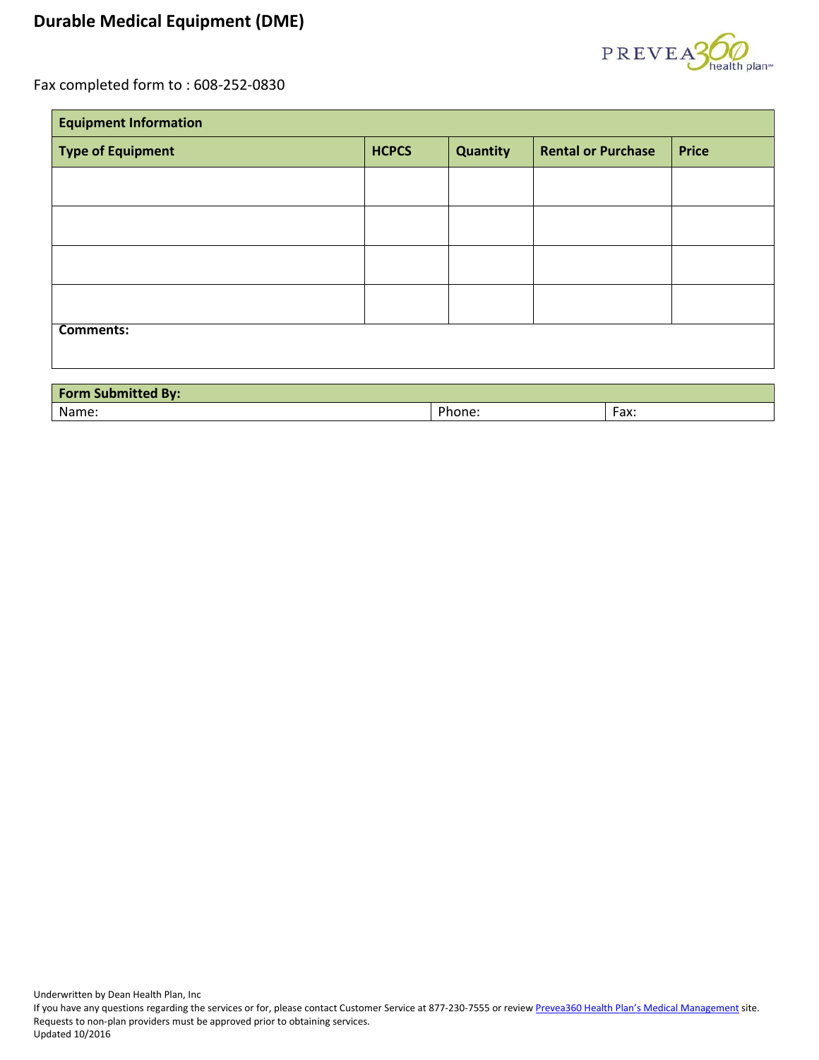# Durable Medical Equipment (DME)

Fax completed form to : 608-252-0830

| Equipment Information | | | | |
|---|---|---|---|---|
| **Type of Equipment** | **HCPCS** | **Quantity** | **Rental or Purchase** | **Price** |
| | | | | |
| | | | | |
| | | | | |
| | | | | |
| **Comments:** | | | | |

| Form Submitted By: | | |
|---|---|---|
| Name: | Phone: | Fax: |

Underwritten by Dean Health Plan, Inc
If you have any questions regarding the services or for, please contact Customer Service at 877-230-7555 or review Prevea360 Health Plan's Medical Management site.
Requests to non-plan providers must be approved prior to obtaining services.
Updated 10/2016